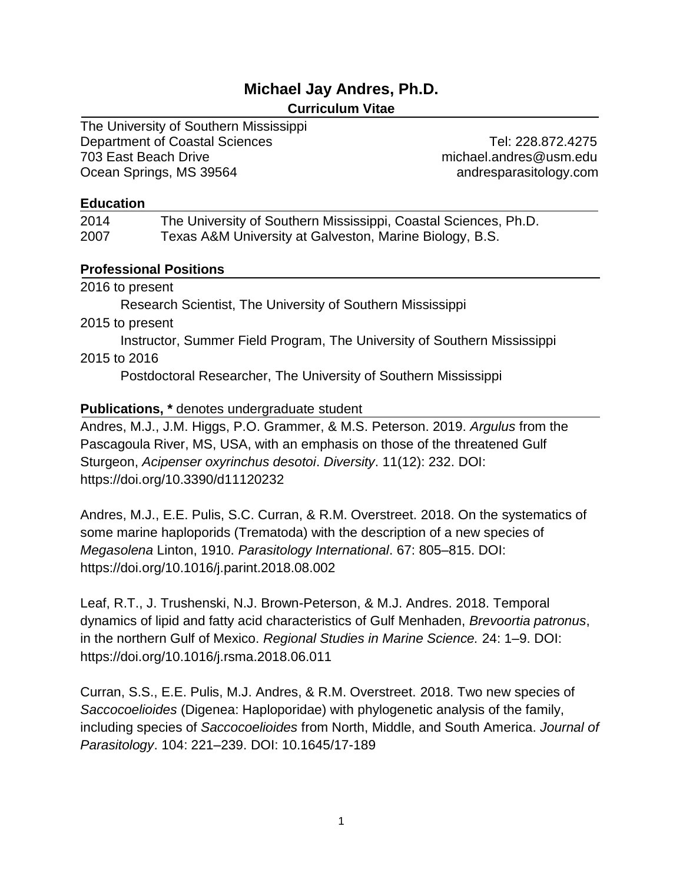# Michael Jay Andres, Ph.D.

**Curriculum Vitae**

The University of Southern Mississippi
Department of Coastal Sciences
703 East Beach Drive
Ocean Springs, MS 39564

Tel: 228.872.4275
michael.andres@usm.edu
andresparasitology.com

## Education

2014 The University of Southern Mississippi, Coastal Sciences, Ph.D.
2007 Texas A&M University at Galveston, Marine Biology, B.S.

## Professional Positions

2016 to present
Research Scientist, The University of Southern Mississippi

2015 to present
Instructor, Summer Field Program, The University of Southern Mississippi

2015 to 2016
Postdoctoral Researcher, The University of Southern Mississippi

## Publications, * denotes undergraduate student

Andres, M.J., J.M. Higgs, P.O. Grammer, & M.S. Peterson. 2019. *Argulus* from the Pascagoula River, MS, USA, with an emphasis on those of the threatened Gulf Sturgeon, *Acipenser oxyrinchus desotoi*. *Diversity*. 11(12): 232. DOI: https://doi.org/10.3390/d11120232

Andres, M.J., E.E. Pulis, S.C. Curran, & R.M. Overstreet. 2018. On the systematics of some marine haploporids (Trematoda) with the description of a new species of *Megasolena* Linton, 1910. *Parasitology International*. 67: 805–815. DOI: https://doi.org/10.1016/j.parint.2018.08.002

Leaf, R.T., J. Trushenski, N.J. Brown-Peterson, & M.J. Andres. 2018. Temporal dynamics of lipid and fatty acid characteristics of Gulf Menhaden, *Brevoortia patronus*, in the northern Gulf of Mexico. *Regional Studies in Marine Science.* 24: 1–9. DOI: https://doi.org/10.1016/j.rsma.2018.06.011

Curran, S.S., E.E. Pulis, M.J. Andres, & R.M. Overstreet. 2018. Two new species of *Saccocoelioides* (Digenea: Haploporidae) with phylogenetic analysis of the family, including species of *Saccocoelioides* from North, Middle, and South America. *Journal of Parasitology*. 104: 221–239. DOI: 10.1645/17-189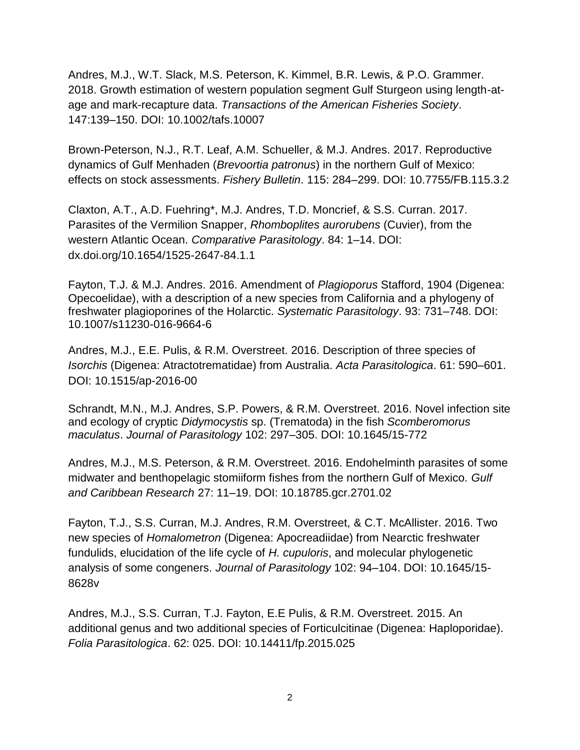Andres, M.J., W.T. Slack, M.S. Peterson, K. Kimmel, B.R. Lewis, & P.O. Grammer. 2018. Growth estimation of western population segment Gulf Sturgeon using length-at-age and mark-recapture data. *Transactions of the American Fisheries Society*. 147:139–150. DOI: 10.1002/tafs.10007

Brown-Peterson, N.J., R.T. Leaf, A.M. Schueller, & M.J. Andres. 2017. Reproductive dynamics of Gulf Menhaden (*Brevoortia patronus*) in the northern Gulf of Mexico: effects on stock assessments. *Fishery Bulletin*. 115: 284–299. DOI: 10.7755/FB.115.3.2

Claxton, A.T., A.D. Fuehring*, M.J. Andres, T.D. Moncrief, & S.S. Curran. 2017. Parasites of the Vermilion Snapper, *Rhomboplites aurorubens* (Cuvier), from the western Atlantic Ocean. *Comparative Parasitology*. 84: 1–14. DOI: dx.doi.org/10.1654/1525-2647-84.1.1

Fayton, T.J. & M.J. Andres. 2016. Amendment of *Plagioporus* Stafford, 1904 (Digenea: Opecoelidae), with a description of a new species from California and a phylogeny of freshwater plagioporines of the Holarctic. *Systematic Parasitology*. 93: 731–748. DOI: 10.1007/s11230-016-9664-6

Andres, M.J., E.E. Pulis, & R.M. Overstreet. 2016. Description of three species of *Isorchis* (Digenea: Atractotrematidae) from Australia. *Acta Parasitologica*. 61: 590–601. DOI: 10.1515/ap-2016-00

Schrandt, M.N., M.J. Andres, S.P. Powers, & R.M. Overstreet. 2016. Novel infection site and ecology of cryptic *Didymocystis* sp. (Trematoda) in the fish *Scomberomorus maculatus*. *Journal of Parasitology* 102: 297–305. DOI: 10.1645/15-772

Andres, M.J., M.S. Peterson, & R.M. Overstreet. 2016. Endohelminth parasites of some midwater and benthopelagic stomiiform fishes from the northern Gulf of Mexico. *Gulf and Caribbean Research* 27: 11–19. DOI: 10.18785.gcr.2701.02

Fayton, T.J., S.S. Curran, M.J. Andres, R.M. Overstreet, & C.T. McAllister. 2016. Two new species of *Homalometron* (Digenea: Apocreadiidae) from Nearctic freshwater fundulids, elucidation of the life cycle of *H. cupuloris*, and molecular phylogenetic analysis of some congeners. *Journal of Parasitology* 102: 94–104. DOI: 10.1645/15-8628v

Andres, M.J., S.S. Curran, T.J. Fayton, E.E Pulis, & R.M. Overstreet. 2015. An additional genus and two additional species of Forticulcitinae (Digenea: Haploporidae). *Folia Parasitologica*. 62: 025. DOI: 10.14411/fp.2015.025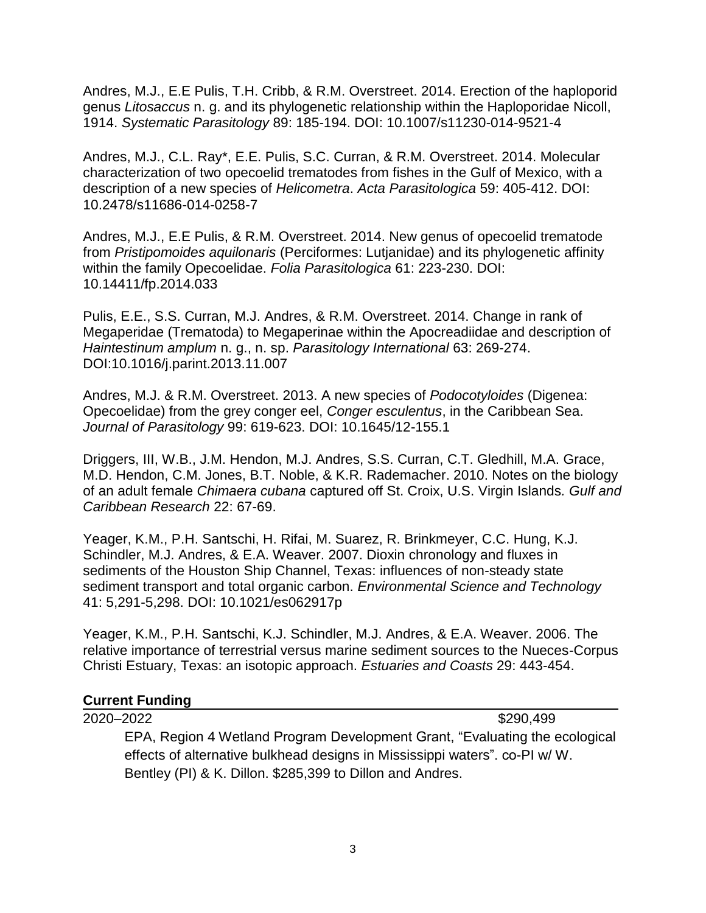Andres, M.J., E.E Pulis, T.H. Cribb, & R.M. Overstreet. 2014. Erection of the haploporid genus *Litosaccus* n. g. and its phylogenetic relationship within the Haploporidae Nicoll, 1914. *Systematic Parasitology* 89: 185-194. DOI: 10.1007/s11230-014-9521-4

Andres, M.J., C.L. Ray*, E.E. Pulis, S.C. Curran, & R.M. Overstreet. 2014. Molecular characterization of two opecoelid trematodes from fishes in the Gulf of Mexico, with a description of a new species of *Helicometra*. *Acta Parasitologica* 59: 405-412. DOI: 10.2478/s11686-014-0258-7

Andres, M.J., E.E Pulis, & R.M. Overstreet. 2014. New genus of opecoelid trematode from *Pristipomoides aquilonaris* (Perciformes: Lutjanidae) and its phylogenetic affinity within the family Opecoelidae. *Folia Parasitologica* 61: 223-230. DOI: 10.14411/fp.2014.033

Pulis, E.E., S.S. Curran, M.J. Andres, & R.M. Overstreet. 2014. Change in rank of Megaperidae (Trematoda) to Megaperinae within the Apocreadiidae and description of *Haintestinum amplum* n. g., n. sp. *Parasitology International* 63: 269-274. DOI:10.1016/j.parint.2013.11.007

Andres, M.J. & R.M. Overstreet. 2013. A new species of *Podocotyloides* (Digenea: Opecoelidae) from the grey conger eel, *Conger esculentus*, in the Caribbean Sea. *Journal of Parasitology* 99: 619-623. DOI: 10.1645/12-155.1

Driggers, III, W.B., J.M. Hendon, M.J. Andres, S.S. Curran, C.T. Gledhill, M.A. Grace, M.D. Hendon, C.M. Jones, B.T. Noble, & K.R. Rademacher. 2010. Notes on the biology of an adult female *Chimaera cubana* captured off St. Croix, U.S. Virgin Islands*. Gulf and Caribbean Research* 22: 67-69.

Yeager, K.M., P.H. Santschi, H. Rifai, M. Suarez, R. Brinkmeyer, C.C. Hung, K.J. Schindler, M.J. Andres, & E.A. Weaver. 2007. Dioxin chronology and fluxes in sediments of the Houston Ship Channel, Texas: influences of non-steady state sediment transport and total organic carbon. *Environmental Science and Technology* 41: 5,291-5,298. DOI: 10.1021/es062917p

Yeager, K.M., P.H. Santschi, K.J. Schindler, M.J. Andres, & E.A. Weaver. 2006. The relative importance of terrestrial versus marine sediment sources to the Nueces-Corpus Christi Estuary, Texas: an isotopic approach. *Estuaries and Coasts* 29: 443-454.

## **Current Funding**

2020–2022 $290,499

EPA, Region 4 Wetland Program Development Grant, "Evaluating the ecological effects of alternative bulkhead designs in Mississippi waters". co-PI w/ W. Bentley (PI) & K. Dillon. $285,399 to Dillon and Andres.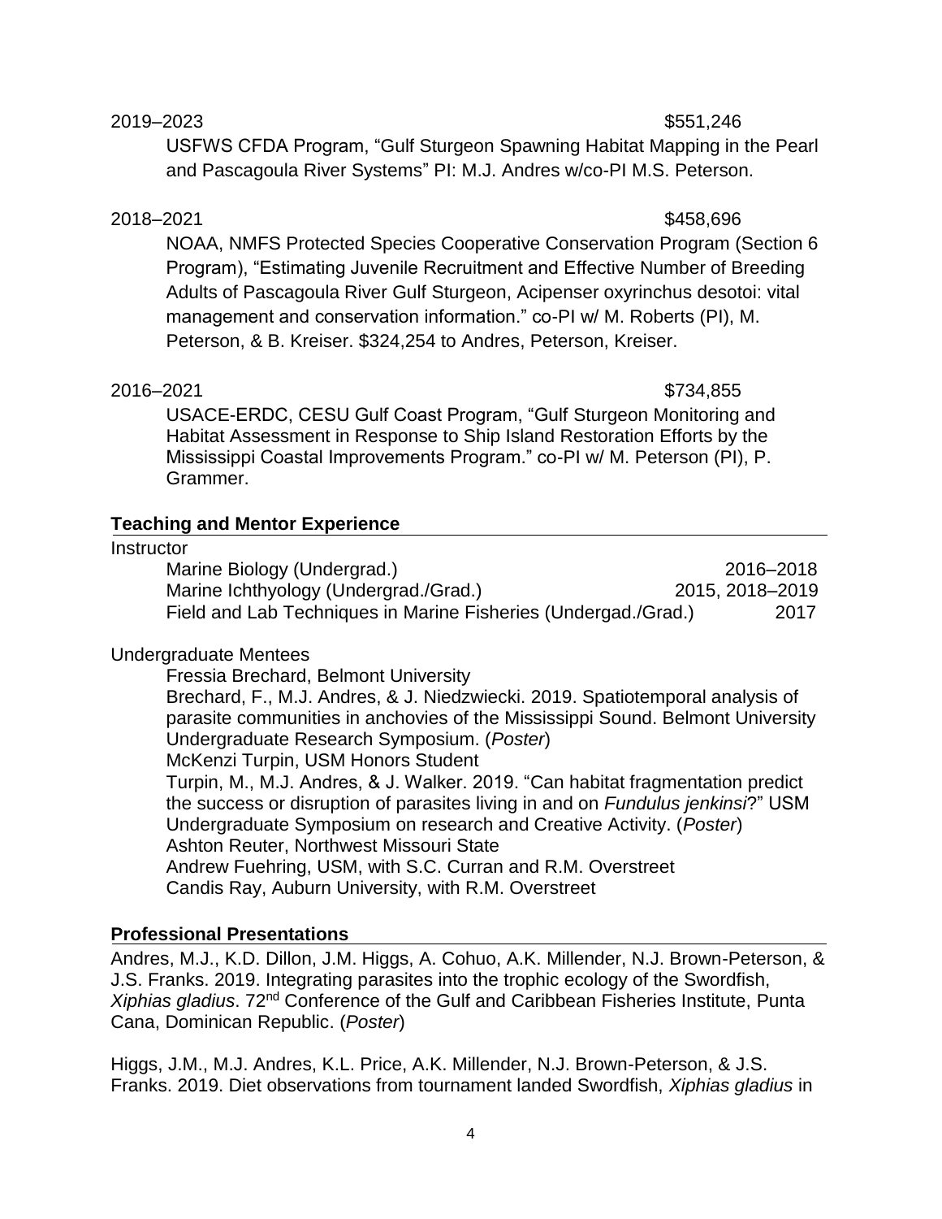2019–2023 $551,246

USFWS CFDA Program, “Gulf Sturgeon Spawning Habitat Mapping in the Pearl and Pascagoula River Systems” PI: M.J. Andres w/co-PI M.S. Peterson.

2018–2021 $458,696

NOAA, NMFS Protected Species Cooperative Conservation Program (Section 6 Program), “Estimating Juvenile Recruitment and Effective Number of Breeding Adults of Pascagoula River Gulf Sturgeon, Acipenser oxyrinchus desotoi: vital management and conservation information.” co-PI w/ M. Roberts (PI), M. Peterson, & B. Kreiser. $324,254 to Andres, Peterson, Kreiser.

2016–2021 $734,855

USACE-ERDC, CESU Gulf Coast Program, “Gulf Sturgeon Monitoring and Habitat Assessment in Response to Ship Island Restoration Efforts by the Mississippi Coastal Improvements Program.” co-PI w/ M. Peterson (PI), P. Grammer.

## Teaching and Mentor Experience

Instructor

Marine Biology (Undergrad.) 2016–2018
Marine Ichthyology (Undergrad./Grad.) 2015, 2018–2019
Field and Lab Techniques in Marine Fisheries (Undergad./Grad.) 2017

Undergraduate Mentees

Fressia Brechard, Belmont University
Brechard, F., M.J. Andres, & J. Niedzwiecki. 2019. Spatiotemporal analysis of parasite communities in anchovies of the Mississippi Sound. Belmont University Undergraduate Research Symposium. (*Poster*)
McKenzi Turpin, USM Honors Student
Turpin, M., M.J. Andres, & J. Walker. 2019. “Can habitat fragmentation predict the success or disruption of parasites living in and on *Fundulus jenkinsi*?” USM Undergraduate Symposium on research and Creative Activity. (*Poster*)
Ashton Reuter, Northwest Missouri State
Andrew Fuehring, USM, with S.C. Curran and R.M. Overstreet
Candis Ray, Auburn University, with R.M. Overstreet

## Professional Presentations

Andres, M.J., K.D. Dillon, J.M. Higgs, A. Cohuo, A.K. Millender, N.J. Brown-Peterson, & J.S. Franks. 2019. Integrating parasites into the trophic ecology of the Swordfish, *Xiphias gladius*. 72nd Conference of the Gulf and Caribbean Fisheries Institute, Punta Cana, Dominican Republic. (*Poster*)

Higgs, J.M., M.J. Andres, K.L. Price, A.K. Millender, N.J. Brown-Peterson, & J.S. Franks. 2019. Diet observations from tournament landed Swordfish, *Xiphias gladius* in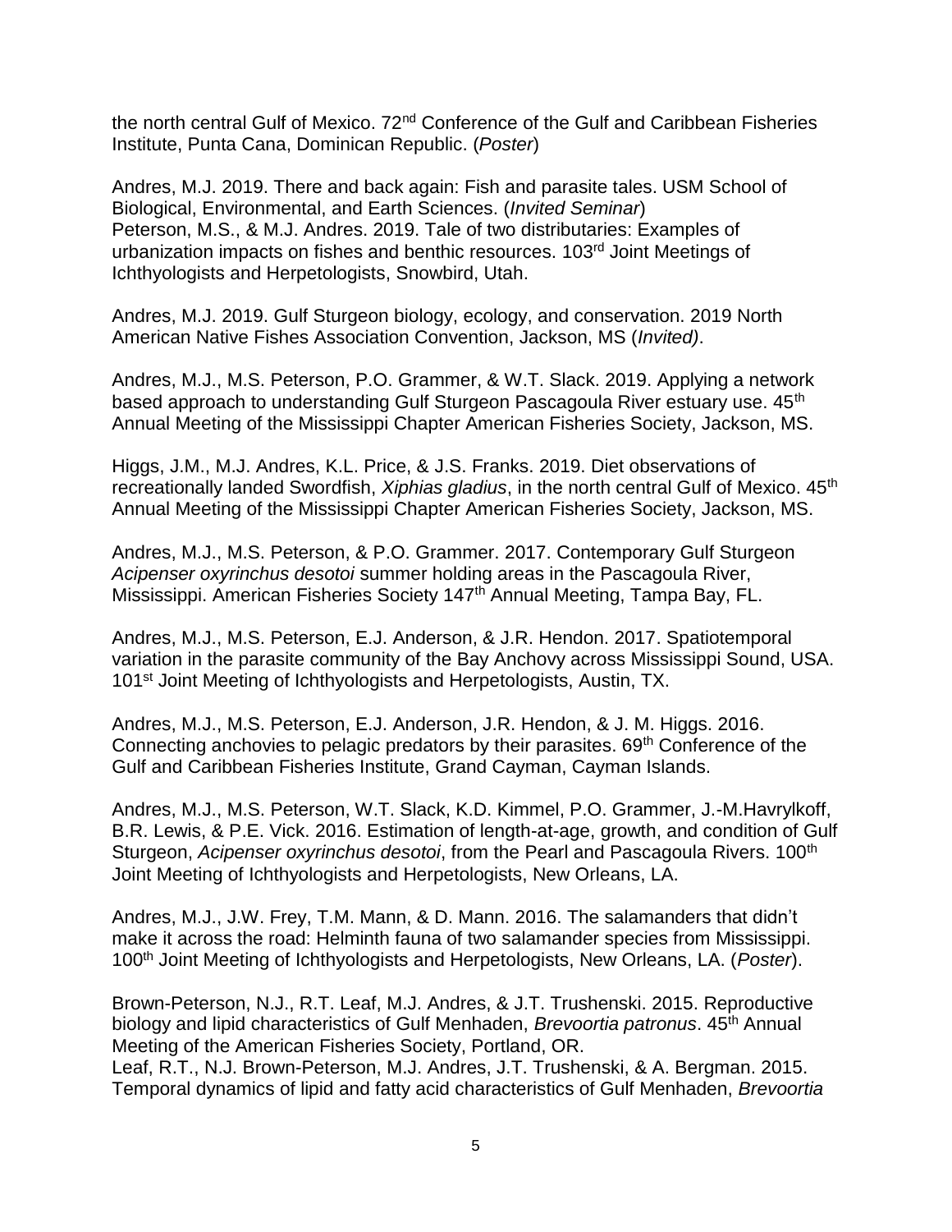the north central Gulf of Mexico. 72nd Conference of the Gulf and Caribbean Fisheries Institute, Punta Cana, Dominican Republic. (*Poster*)

Andres, M.J. 2019. There and back again: Fish and parasite tales. USM School of Biological, Environmental, and Earth Sciences. (*Invited Seminar*)
Peterson, M.S., & M.J. Andres. 2019. Tale of two distributaries: Examples of urbanization impacts on fishes and benthic resources. 103rd Joint Meetings of Ichthyologists and Herpetologists, Snowbird, Utah.

Andres, M.J. 2019. Gulf Sturgeon biology, ecology, and conservation. 2019 North American Native Fishes Association Convention, Jackson, MS (*Invited)*.

Andres, M.J., M.S. Peterson, P.O. Grammer, & W.T. Slack. 2019. Applying a network based approach to understanding Gulf Sturgeon Pascagoula River estuary use. 45th Annual Meeting of the Mississippi Chapter American Fisheries Society, Jackson, MS.

Higgs, J.M., M.J. Andres, K.L. Price, & J.S. Franks. 2019. Diet observations of recreationally landed Swordfish, *Xiphias gladius*, in the north central Gulf of Mexico. 45th Annual Meeting of the Mississippi Chapter American Fisheries Society, Jackson, MS.

Andres, M.J., M.S. Peterson, & P.O. Grammer. 2017. Contemporary Gulf Sturgeon *Acipenser oxyrinchus desotoi* summer holding areas in the Pascagoula River, Mississippi. American Fisheries Society 147th Annual Meeting, Tampa Bay, FL.

Andres, M.J., M.S. Peterson, E.J. Anderson, & J.R. Hendon. 2017. Spatiotemporal variation in the parasite community of the Bay Anchovy across Mississippi Sound, USA. 101st Joint Meeting of Ichthyologists and Herpetologists, Austin, TX.

Andres, M.J., M.S. Peterson, E.J. Anderson, J.R. Hendon, & J. M. Higgs. 2016. Connecting anchovies to pelagic predators by their parasites. 69th Conference of the Gulf and Caribbean Fisheries Institute, Grand Cayman, Cayman Islands.

Andres, M.J., M.S. Peterson, W.T. Slack, K.D. Kimmel, P.O. Grammer, J.-M.Havrylkoff, B.R. Lewis, & P.E. Vick. 2016. Estimation of length-at-age, growth, and condition of Gulf Sturgeon, *Acipenser oxyrinchus desotoi*, from the Pearl and Pascagoula Rivers. 100th Joint Meeting of Ichthyologists and Herpetologists, New Orleans, LA.

Andres, M.J., J.W. Frey, T.M. Mann, & D. Mann. 2016. The salamanders that didn't make it across the road: Helminth fauna of two salamander species from Mississippi. 100th Joint Meeting of Ichthyologists and Herpetologists, New Orleans, LA. (*Poster*).

Brown-Peterson, N.J., R.T. Leaf, M.J. Andres, & J.T. Trushenski. 2015. Reproductive biology and lipid characteristics of Gulf Menhaden, *Brevoortia patronus*. 45th Annual Meeting of the American Fisheries Society, Portland, OR.
Leaf, R.T., N.J. Brown-Peterson, M.J. Andres, J.T. Trushenski, & A. Bergman. 2015. Temporal dynamics of lipid and fatty acid characteristics of Gulf Menhaden, *Brevoortia*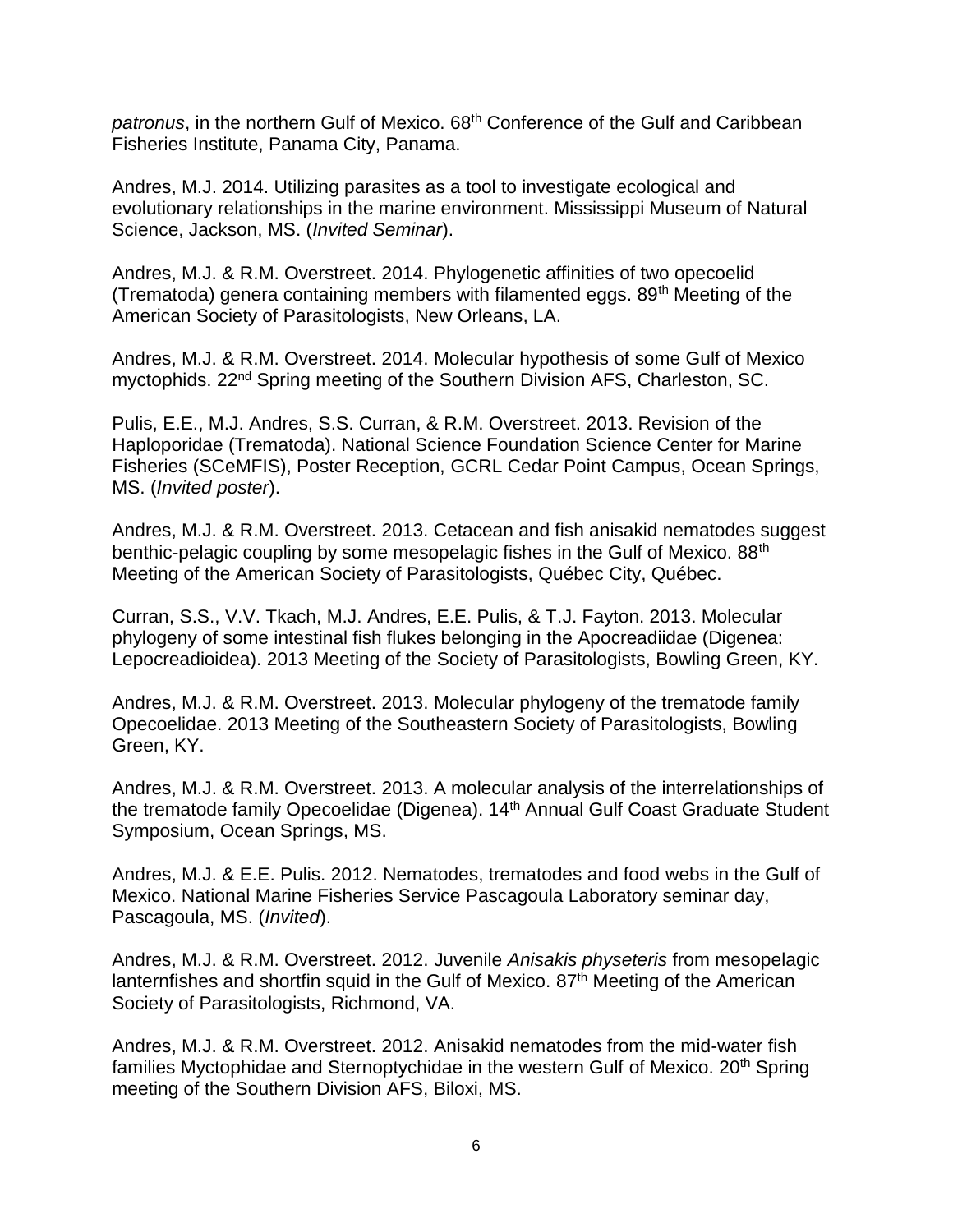*patronus*, in the northern Gulf of Mexico. 68th Conference of the Gulf and Caribbean Fisheries Institute, Panama City, Panama.

Andres, M.J. 2014. Utilizing parasites as a tool to investigate ecological and evolutionary relationships in the marine environment. Mississippi Museum of Natural Science, Jackson, MS. (*Invited Seminar*).

Andres, M.J. & R.M. Overstreet. 2014. Phylogenetic affinities of two opecoelid (Trematoda) genera containing members with filamented eggs. 89th Meeting of the American Society of Parasitologists, New Orleans, LA.

Andres, M.J. & R.M. Overstreet. 2014. Molecular hypothesis of some Gulf of Mexico myctophids. 22nd Spring meeting of the Southern Division AFS, Charleston, SC.

Pulis, E.E., M.J. Andres, S.S. Curran, & R.M. Overstreet. 2013. Revision of the Haploporidae (Trematoda). National Science Foundation Science Center for Marine Fisheries (SCeMFIS), Poster Reception, GCRL Cedar Point Campus, Ocean Springs, MS. (*Invited poster*).

Andres, M.J. & R.M. Overstreet. 2013. Cetacean and fish anisakid nematodes suggest benthic-pelagic coupling by some mesopelagic fishes in the Gulf of Mexico. 88th Meeting of the American Society of Parasitologists, Québec City, Québec.

Curran, S.S., V.V. Tkach, M.J. Andres, E.E. Pulis, & T.J. Fayton. 2013. Molecular phylogeny of some intestinal fish flukes belonging in the Apocreadiidae (Digenea: Lepocreadioidea). 2013 Meeting of the Society of Parasitologists, Bowling Green, KY.

Andres, M.J. & R.M. Overstreet. 2013. Molecular phylogeny of the trematode family Opecoelidae. 2013 Meeting of the Southeastern Society of Parasitologists, Bowling Green, KY.

Andres, M.J. & R.M. Overstreet. 2013. A molecular analysis of the interrelationships of the trematode family Opecoelidae (Digenea). 14th Annual Gulf Coast Graduate Student Symposium, Ocean Springs, MS.

Andres, M.J. & E.E. Pulis. 2012. Nematodes, trematodes and food webs in the Gulf of Mexico. National Marine Fisheries Service Pascagoula Laboratory seminar day, Pascagoula, MS. (*Invited*).

Andres, M.J. & R.M. Overstreet. 2012. Juvenile *Anisakis physeteris* from mesopelagic lanternfishes and shortfin squid in the Gulf of Mexico. 87th Meeting of the American Society of Parasitologists, Richmond, VA.

Andres, M.J. & R.M. Overstreet. 2012. Anisakid nematodes from the mid-water fish families Myctophidae and Sternoptychidae in the western Gulf of Mexico. 20th Spring meeting of the Southern Division AFS, Biloxi, MS.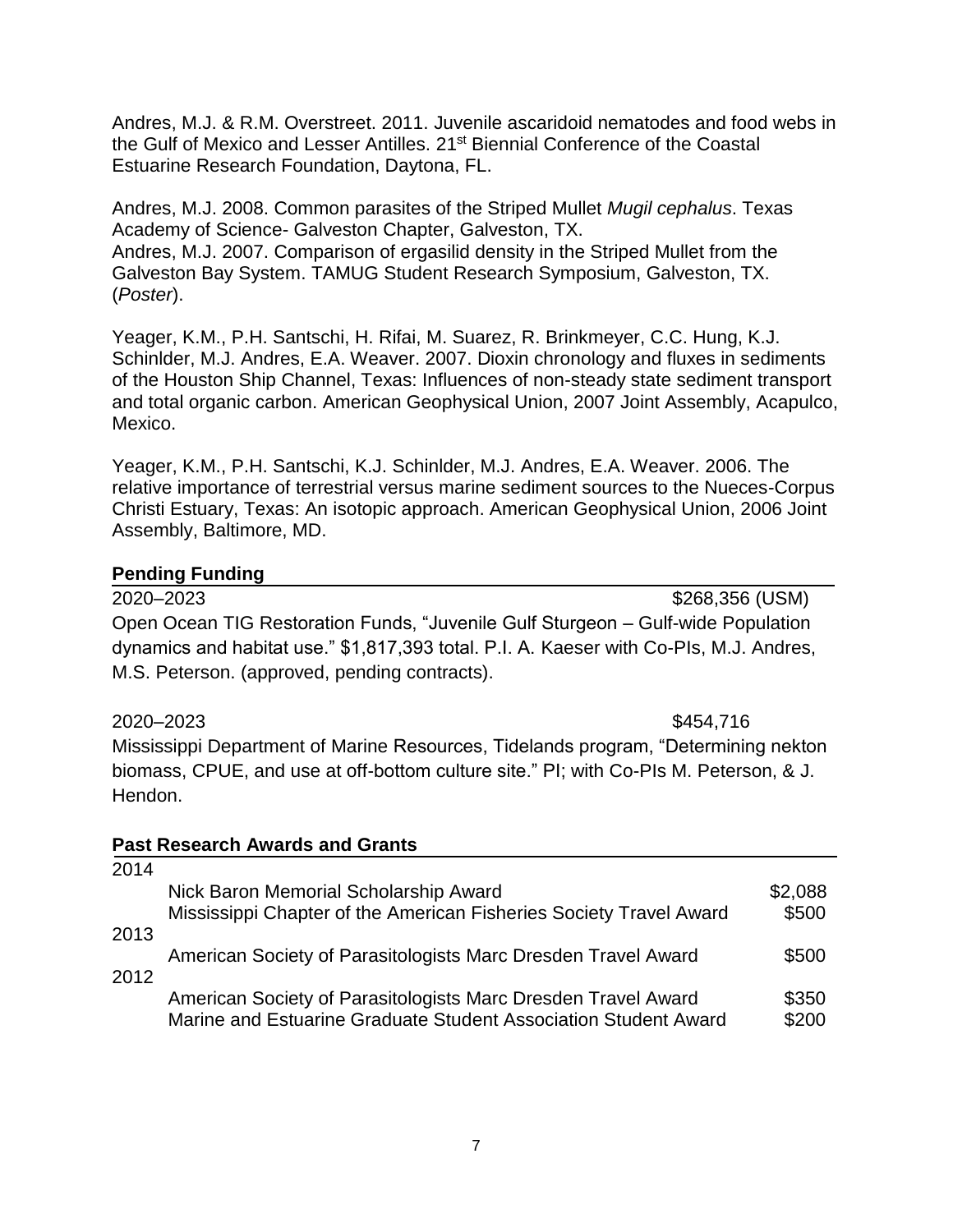Andres, M.J. & R.M. Overstreet. 2011. Juvenile ascaridoid nematodes and food webs in the Gulf of Mexico and Lesser Antilles. 21st Biennial Conference of the Coastal Estuarine Research Foundation, Daytona, FL.

Andres, M.J. 2008. Common parasites of the Striped Mullet *Mugil cephalus*. Texas Academy of Science- Galveston Chapter, Galveston, TX.
Andres, M.J. 2007. Comparison of ergasilid density in the Striped Mullet from the Galveston Bay System. TAMUG Student Research Symposium, Galveston, TX. (*Poster*).

Yeager, K.M., P.H. Santschi, H. Rifai, M. Suarez, R. Brinkmeyer, C.C. Hung, K.J. Schinlder, M.J. Andres, E.A. Weaver. 2007. Dioxin chronology and fluxes in sediments of the Houston Ship Channel, Texas: Influences of non-steady state sediment transport and total organic carbon. American Geophysical Union, 2007 Joint Assembly, Acapulco, Mexico.

Yeager, K.M., P.H. Santschi, K.J. Schinlder, M.J. Andres, E.A. Weaver. 2006. The relative importance of terrestrial versus marine sediment sources to the Nueces-Corpus Christi Estuary, Texas: An isotopic approach. American Geophysical Union, 2006 Joint Assembly, Baltimore, MD.

## Pending Funding

2020–2023 $268,356 (USM)
Open Ocean TIG Restoration Funds, "Juvenile Gulf Sturgeon – Gulf-wide Population dynamics and habitat use." $1,817,393 total. P.I. A. Kaeser with Co-PIs, M.J. Andres, M.S. Peterson. (approved, pending contracts).

2020–2023 $454,716
Mississippi Department of Marine Resources, Tidelands program, "Determining nekton biomass, CPUE, and use at off-bottom culture site." PI; with Co-PIs M. Peterson, & J. Hendon.

## Past Research Awards and Grants

| Year | Award | Amount |
|---|---|---|
| 2014 | | |
| | Nick Baron Memorial Scholarship Award | $2,088 |
| | Mississippi Chapter of the American Fisheries Society Travel Award | $500 |
| 2013 | | |
| | American Society of Parasitologists Marc Dresden Travel Award | $500 |
| 2012 | | |
| | American Society of Parasitologists Marc Dresden Travel Award | $350 |
| | Marine and Estuarine Graduate Student Association Student Award | $200 |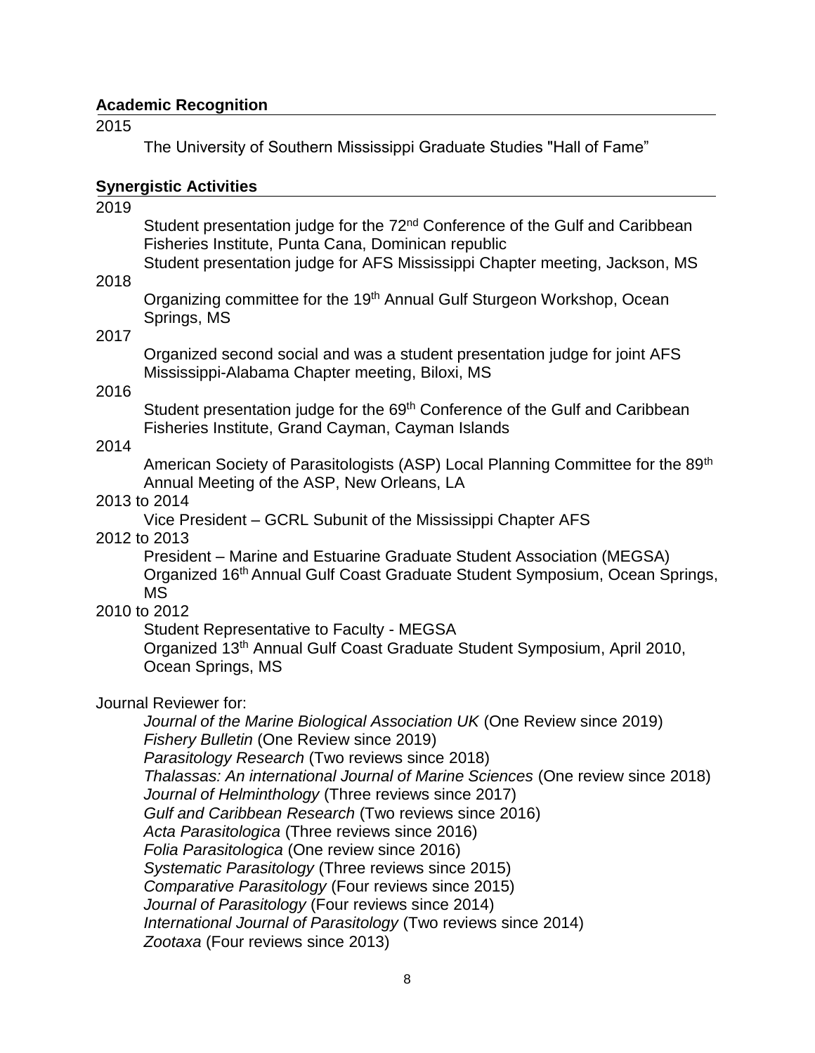## Academic Recognition

2015

The University of Southern Mississippi Graduate Studies "Hall of Fame"

## Synergistic Activities

2019

Student presentation judge for the 72nd Conference of the Gulf and Caribbean Fisheries Institute, Punta Cana, Dominican republic

Student presentation judge for AFS Mississippi Chapter meeting, Jackson, MS

2018

Organizing committee for the 19th Annual Gulf Sturgeon Workshop, Ocean Springs, MS

2017

Organized second social and was a student presentation judge for joint AFS Mississippi-Alabama Chapter meeting, Biloxi, MS

2016

Student presentation judge for the 69th Conference of the Gulf and Caribbean Fisheries Institute, Grand Cayman, Cayman Islands

2014

American Society of Parasitologists (ASP) Local Planning Committee for the 89th Annual Meeting of the ASP, New Orleans, LA

2013 to 2014

Vice President – GCRL Subunit of the Mississippi Chapter AFS

2012 to 2013

President – Marine and Estuarine Graduate Student Association (MEGSA)

Organized 16th Annual Gulf Coast Graduate Student Symposium, Ocean Springs, MS

2010 to 2012

Student Representative to Faculty - MEGSA

Organized 13th Annual Gulf Coast Graduate Student Symposium, April 2010, Ocean Springs, MS

Journal Reviewer for:

*Journal of the Marine Biological Association UK* (One Review since 2019)
*Fishery Bulletin* (One Review since 2019)
*Parasitology Research* (Two reviews since 2018)
*Thalassas: An international Journal of Marine Sciences* (One review since 2018)
*Journal of Helminthology* (Three reviews since 2017)
*Gulf and Caribbean Research* (Two reviews since 2016)
*Acta Parasitologica* (Three reviews since 2016)
*Folia Parasitologica* (One review since 2016)
*Systematic Parasitology* (Three reviews since 2015)
*Comparative Parasitology* (Four reviews since 2015)
*Journal of Parasitology* (Four reviews since 2014)
*International Journal of Parasitology* (Two reviews since 2014)
*Zootaxa* (Four reviews since 2013)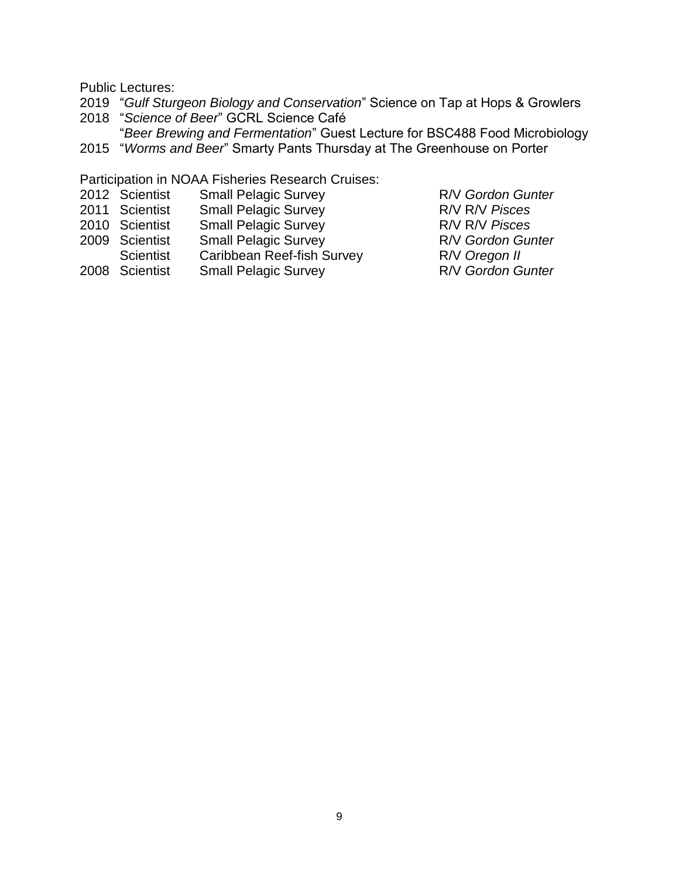Public Lectures:

2019 "*Gulf Sturgeon Biology and Conservation*" Science on Tap at Hops & Growlers

2018 "*Science of Beer*" GCRL Science Café

"*Beer Brewing and Fermentation*" Guest Lecture for BSC488 Food Microbiology

2015 "*Worms and Beer*" Smarty Pants Thursday at The Greenhouse on Porter

Participation in NOAA Fisheries Research Cruises:

| | | | |
|---|---|---|---|
| 2012 | Scientist | Small Pelagic Survey | R/V *Gordon Gunter* |
| 2011 | Scientist | Small Pelagic Survey | R/V R/V *Pisces* |
| 2010 | Scientist | Small Pelagic Survey | R/V R/V *Pisces* |
| 2009 | Scientist | Small Pelagic Survey | R/V *Gordon Gunter* |
| | Scientist | Caribbean Reef-fish Survey | R/V *Oregon II* |
| 2008 | Scientist | Small Pelagic Survey | R/V *Gordon Gunter* |